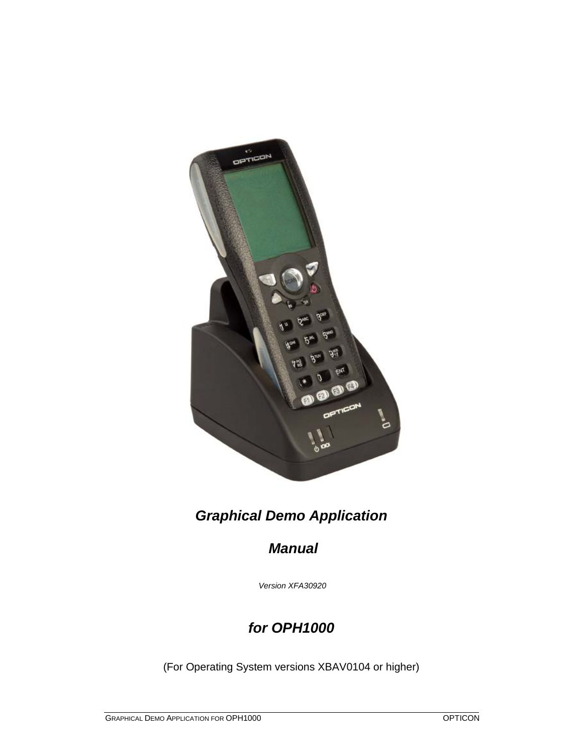# *Graphical Demo Application*

## *Manual*

*Version XFA30920*

## *for OPH1000*

(For Operating System versions XBAV0104 or higher)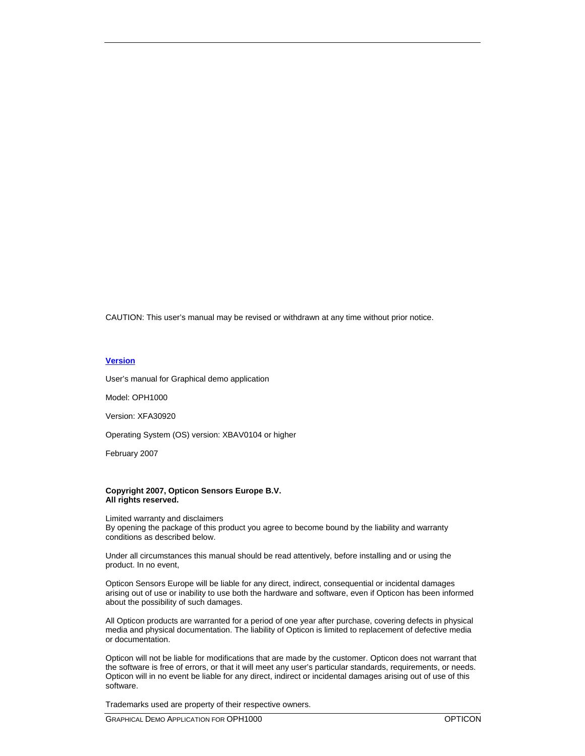CAUTION: This user's manual may be revised or withdrawn at any time without prior notice.

**Version**

User's manual for Graphical demo application

Model: OPH1000

Version: XFA30920

Operating System (OS) version: XBAV0104 or higher

February 2007

**Copyright 2007, Opticon Sensors Europe B.V.**
**All rights reserved.**

Limited warranty and disclaimers
By opening the package of this product you agree to become bound by the liability and warranty conditions as described below.

Under all circumstances this manual should be read attentively, before installing and or using the product. In no event,

Opticon Sensors Europe will be liable for any direct, indirect, consequential or incidental damages arising out of use or inability to use both the hardware and software, even if Opticon has been informed about the possibility of such damages.

All Opticon products are warranted for a period of one year after purchase, covering defects in physical media and physical documentation. The liability of Opticon is limited to replacement of defective media or documentation.

Opticon will not be liable for modifications that are made by the customer. Opticon does not warrant that the software is free of errors, or that it will meet any user's particular standards, requirements, or needs. Opticon will in no event be liable for any direct, indirect or incidental damages arising out of use of this software.

Trademarks used are property of their respective owners.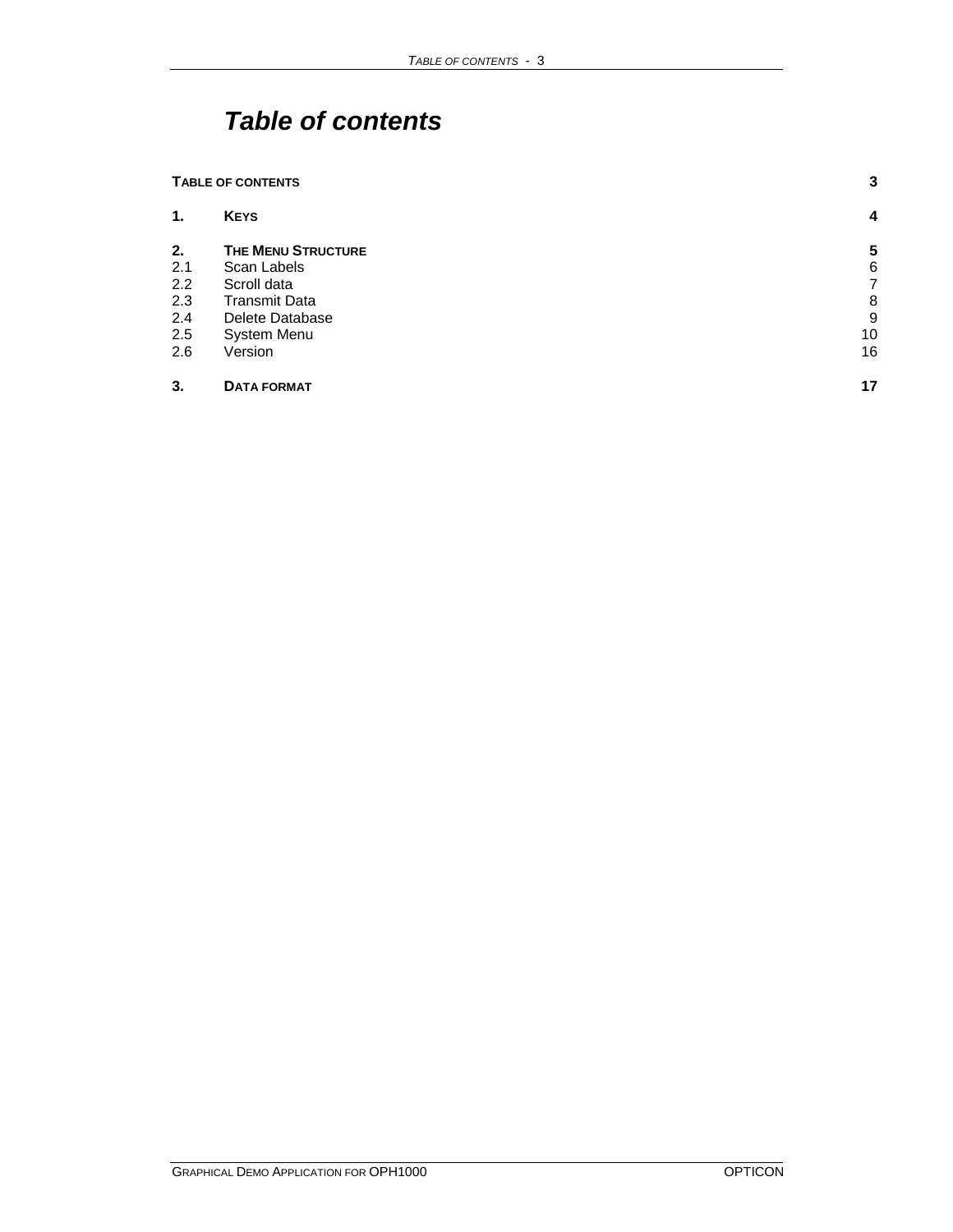# *Table of contents*

| | | |
|---|---|---|
| **TABLE OF CONTENTS** | | **3** |
| **1.** | **KEYS** | **4** |
| **2.** | **THE MENU STRUCTURE** | **5** |
| 2.1 | Scan Labels | 6 |
| 2.2 | Scroll data | 7 |
| 2.3 | Transmit Data | 8 |
| 2.4 | Delete Database | 9 |
| 2.5 | System Menu | 10 |
| 2.6 | Version | 16 |
| **3.** | **DATA FORMAT** | **17** |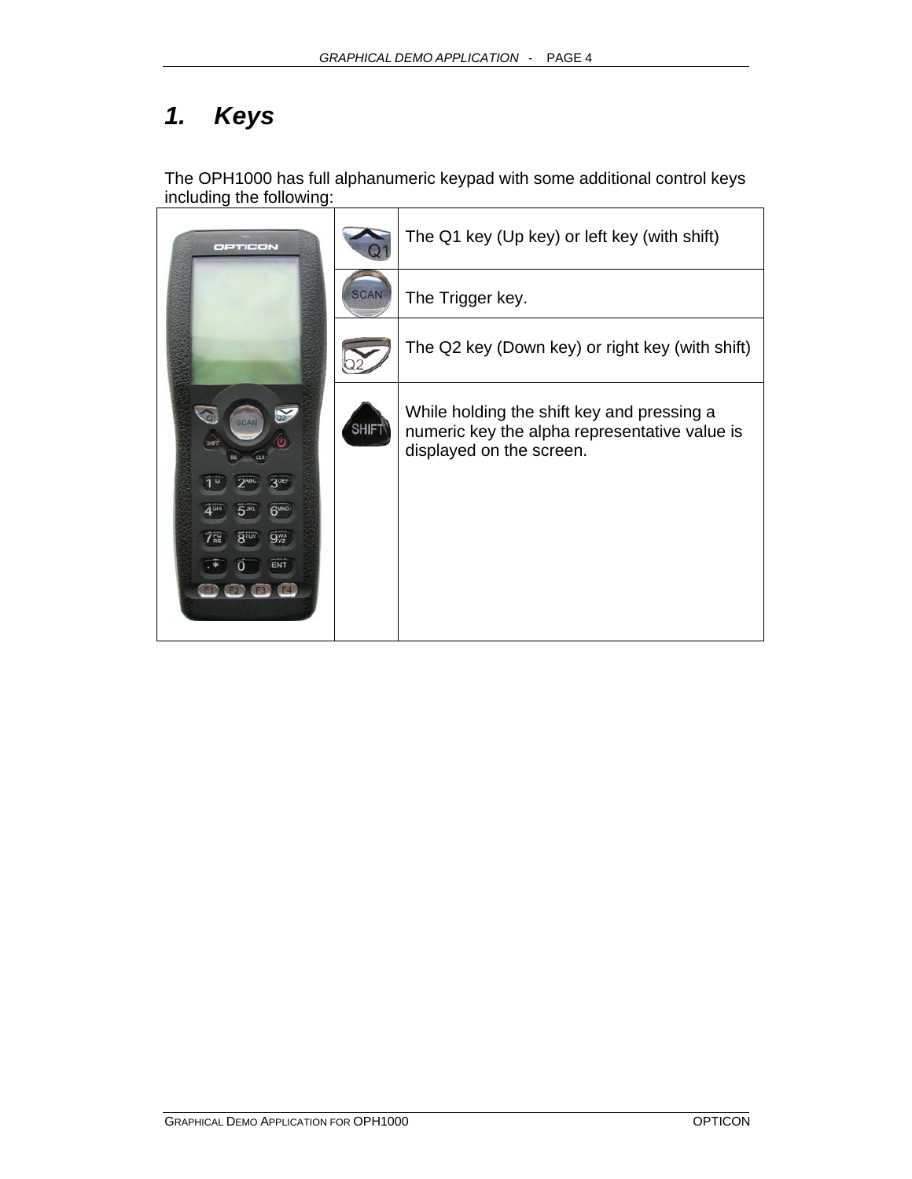# 1. Keys

The OPH1000 has full alphanumeric keypad with some additional control keys including the following:

| | | |
|---|---|---|
| | | The Q1 key (Up key) or left key (with shift) |
| | | The Trigger key. |
| | | The Q2 key (Down key) or right key (with shift) |
| | | While holding the shift key and pressing a numeric key the alpha representative value is displayed on the screen. |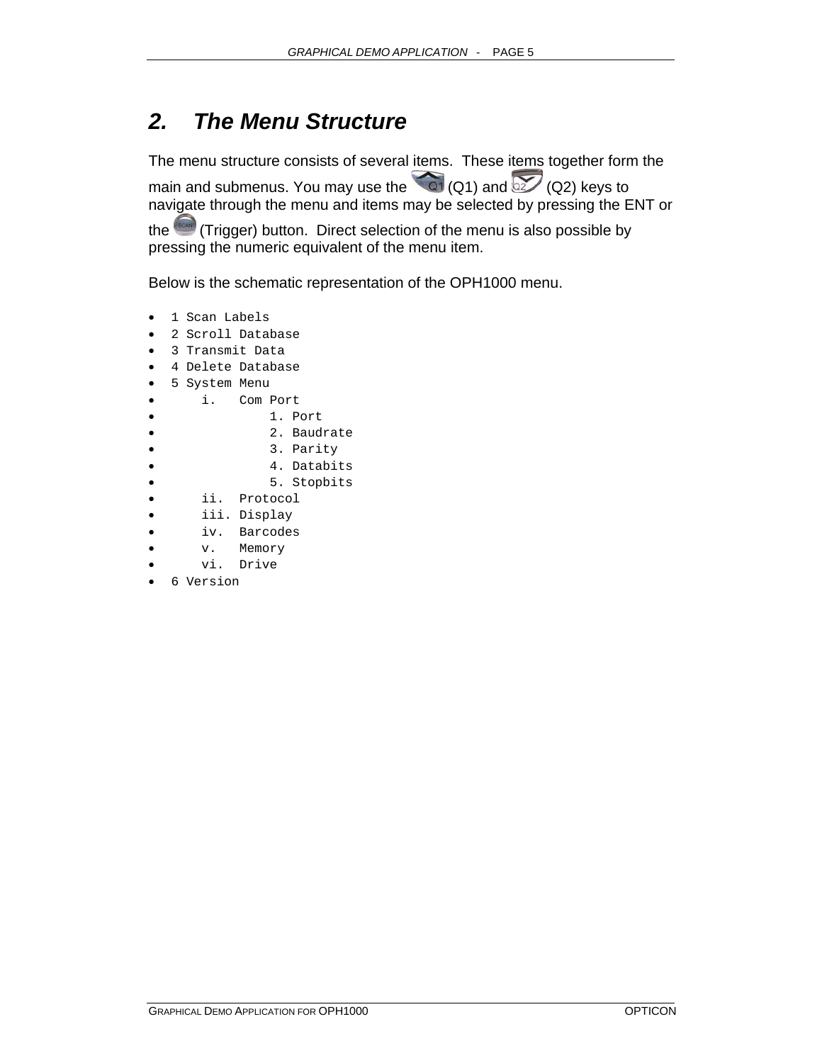## 2. The Menu Structure

The menu structure consists of several items. These items together form the main and submenus. You may use the (Q1) and (Q2) keys to navigate through the menu and items may be selected by pressing the ENT or the (Trigger) button. Direct selection of the menu is also possible by pressing the numeric equivalent of the menu item.

Below is the schematic representation of the OPH1000 menu.

- `1 Scan Labels`
- `2 Scroll Database`
- `3 Transmit Data`
- `4 Delete Database`
- `5 System Menu`
- `    i.   Com Port`
- `             1. Port`
- `             2. Baudrate`
- `             3. Parity`
- `             4. Databits`
- `             5. Stopbits`
- `    ii.  Protocol`
- `    iii. Display`
- `    iv.  Barcodes`
- `    v.   Memory`
- `    vi.  Drive`
- `6 Version`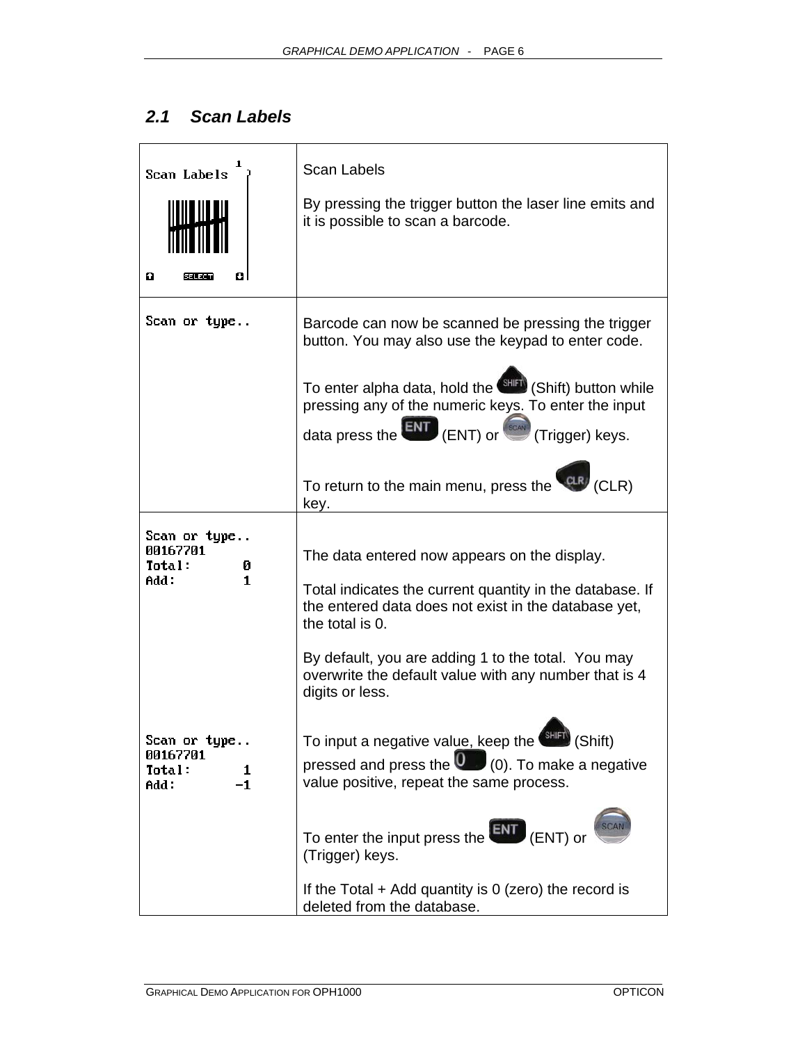## 2.1 Scan Labels

| | |
|---|---|
| Scan Labels | Scan Labels<br><br>By pressing the trigger button the laser line emits and it is possible to scan a barcode. |
| Scan or type.. | Barcode can now be scanned be pressing the trigger button. You may also use the keypad to enter code.<br><br>To enter alpha data, hold the (Shift) button while pressing any of the numeric keys. To enter the input data press the (ENT) or (Trigger) keys.<br><br>To return to the main menu, press the (CLR) key. |
| Scan or type..<br>00167701<br>Total: 0<br>Add: 1<br><br>Scan or type..<br>00167701<br>Total: 1<br>Add: -1 | The data entered now appears on the display.<br><br>Total indicates the current quantity in the database. If the entered data does not exist in the database yet, the total is 0.<br><br>By default, you are adding 1 to the total. You may overwrite the default value with any number that is 4 digits or less.<br><br>To input a negative value, keep the (Shift) pressed and press the (0). To make a negative value positive, repeat the same process.<br><br>To enter the input press the (ENT) or (Trigger) keys.<br><br>If the Total + Add quantity is 0 (zero) the record is deleted from the database. |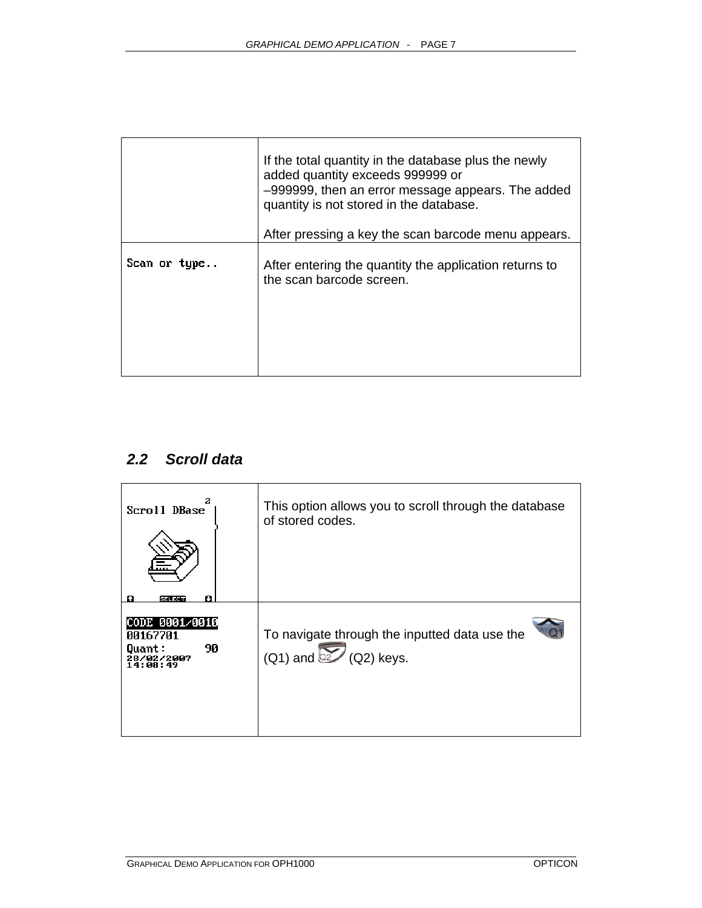| | |
|---|---|
| | If the total quantity in the database plus the newly added quantity exceeds 999999 or –999999, then an error message appears. The added quantity is not stored in the database.<br><br>After pressing a key the scan barcode menu appears. |
| Scan or type.. | After entering the quantity the application returns to the scan barcode screen. |

## 2.2 Scroll data

| | |
|---|---|
| Scroll DBase 2<br>SELECT | This option allows you to scroll through the database of stored codes. |
| CODE 0001/0010<br>00167701<br>Quant: 90<br>28/02/2007<br>14:08:49 | To navigate through the inputted data use the (Q1) and (Q2) keys. |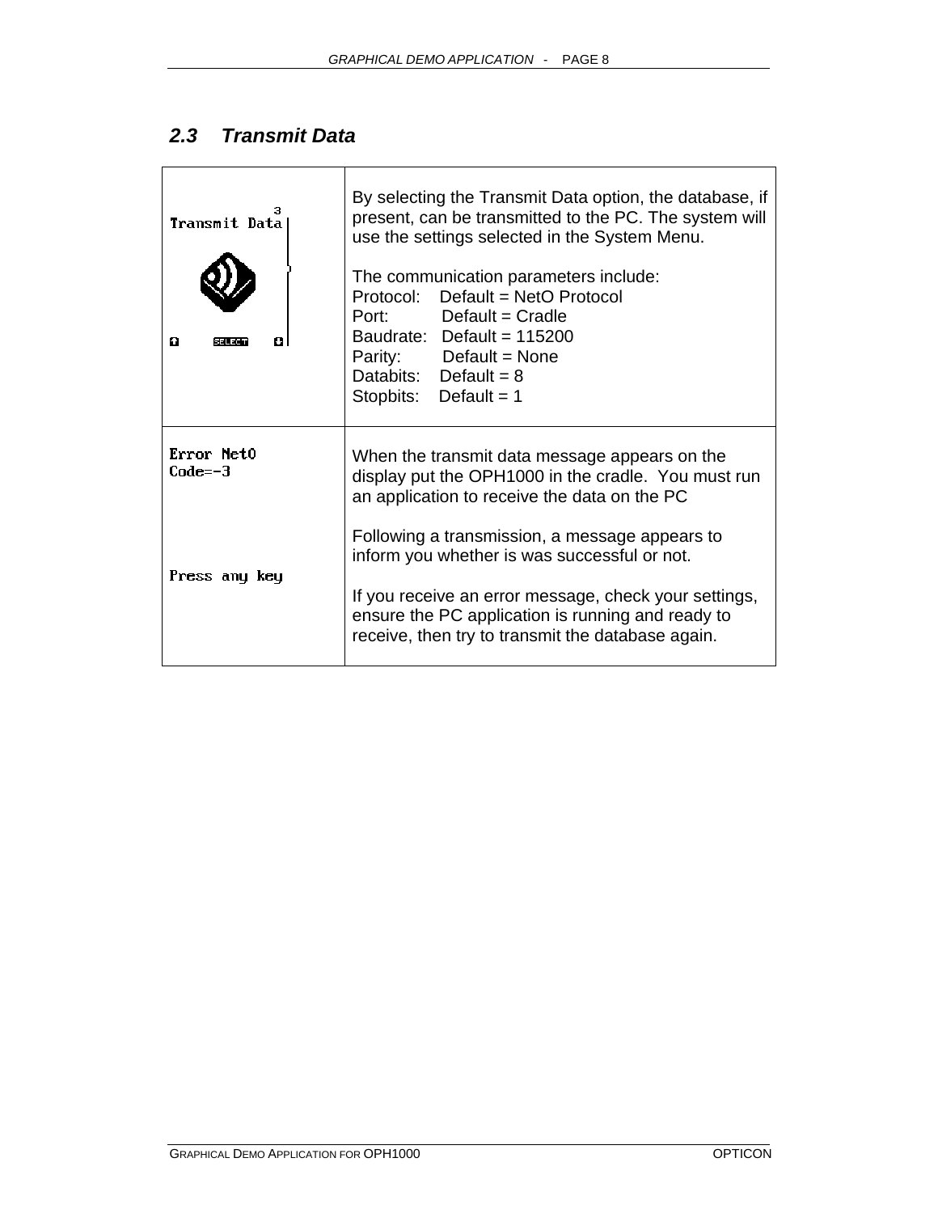## 2.3 Transmit Data

| Transmit Data | By selecting the Transmit Data option, the database, if present, can be transmitted to the PC. The system will use the settings selected in the System Menu.<br><br>The communication parameters include:<br>Protocol: Default = NetO Protocol<br>Port: Default = Cradle<br>Baudrate: Default = 115200<br>Parity: Default = None<br>Databits: Default = 8<br>Stopbits: Default = 1 |
|---|---|
| Error NetO<br>Code=-3<br><br>Press any key | When the transmit data message appears on the display put the OPH1000 in the cradle. You must run an application to receive the data on the PC<br><br>Following a transmission, a message appears to inform you whether is was successful or not.<br><br>If you receive an error message, check your settings, ensure the PC application is running and ready to receive, then try to transmit the database again. |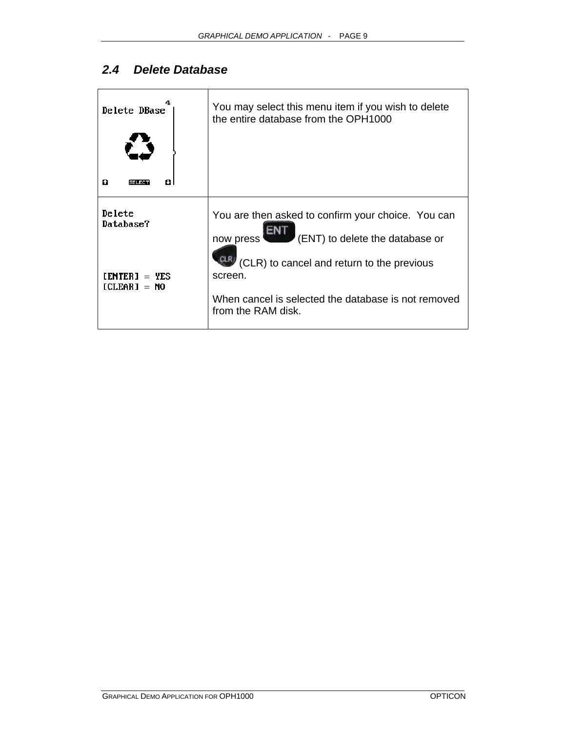## 2.4 Delete Database

| | |
|---|---|
| Delete DBase 4 SELECT | You may select this menu item if you wish to delete the entire database from the OPH1000 |
| Delete Database? [ENTER] = YES [CLEAR] = NO | You are then asked to confirm your choice. You can now press ENT (ENT) to delete the database or CLR (CLR) to cancel and return to the previous screen. When cancel is selected the database is not removed from the RAM disk. |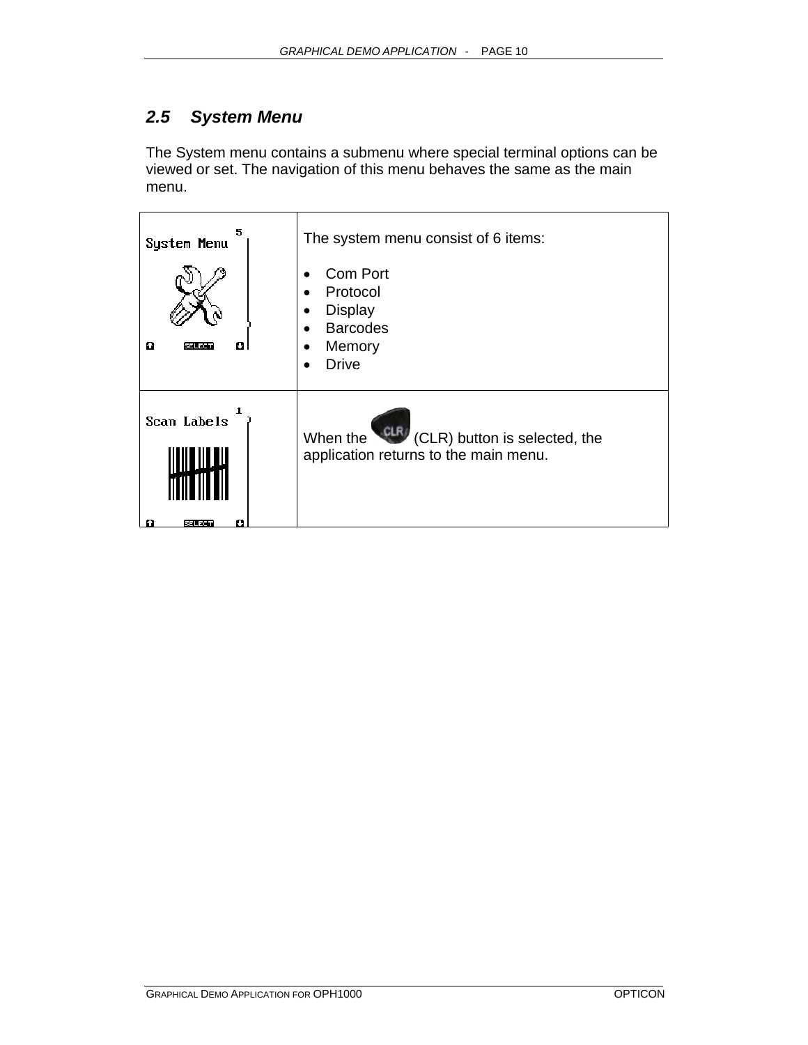## 2.5 System Menu

The System menu contains a submenu where special terminal options can be viewed or set. The navigation of this menu behaves the same as the main menu.

| | |
|---|---|
| System Menu 5 SELECT | The system menu consist of 6 items:<br><br>• Com Port<br>• Protocol<br>• Display<br>• Barcodes<br>• Memory<br>• Drive |
| Scan Labels 1 SELECT | When the CLR (CLR) button is selected, the application returns to the main menu. |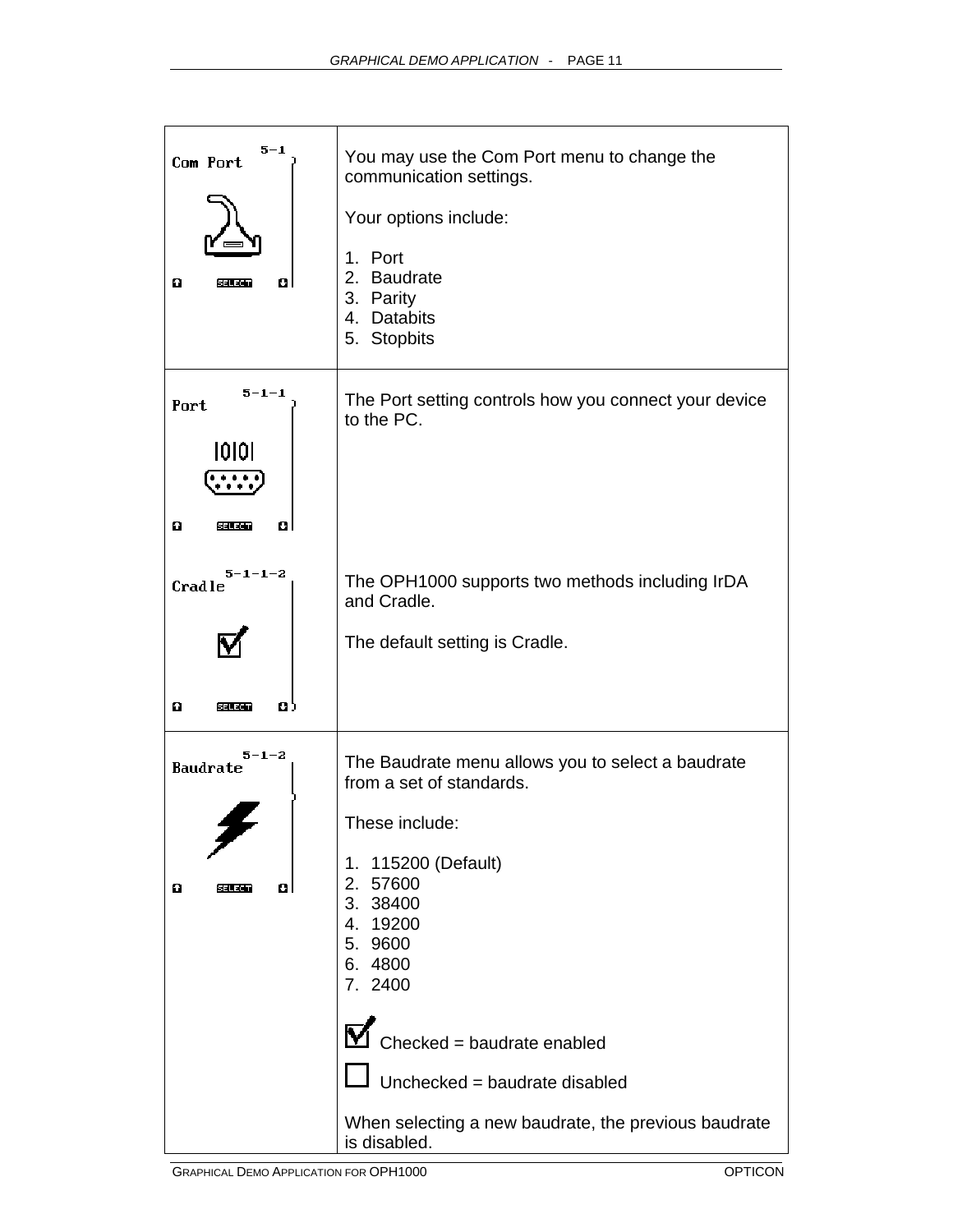| | |
|---|---|
| 5-1 Com Port SELECT | You may use the Com Port menu to change the communication settings.<br><br>Your options include:<br><br>1. Port<br>2. Baudrate<br>3. Parity<br>4. Databits<br>5. Stopbits |
| 5-1-1 Port SELECT<br><br>5-1-1-2 Cradle SELECT | The Port setting controls how you connect your device to the PC.<br><br>The OPH1000 supports two methods including IrDA and Cradle.<br><br>The default setting is Cradle. |
| 5-1-2 Baudrate SELECT | The Baudrate menu allows you to select a baudrate from a set of standards.<br><br>These include:<br><br>1. 115200 (Default)<br>2. 57600<br>3. 38400<br>4. 19200<br>5. 9600<br>6. 4800<br>7. 2400<br><br>Checked = baudrate enabled<br><br>Unchecked = baudrate disabled<br><br>When selecting a new baudrate, the previous baudrate is disabled. |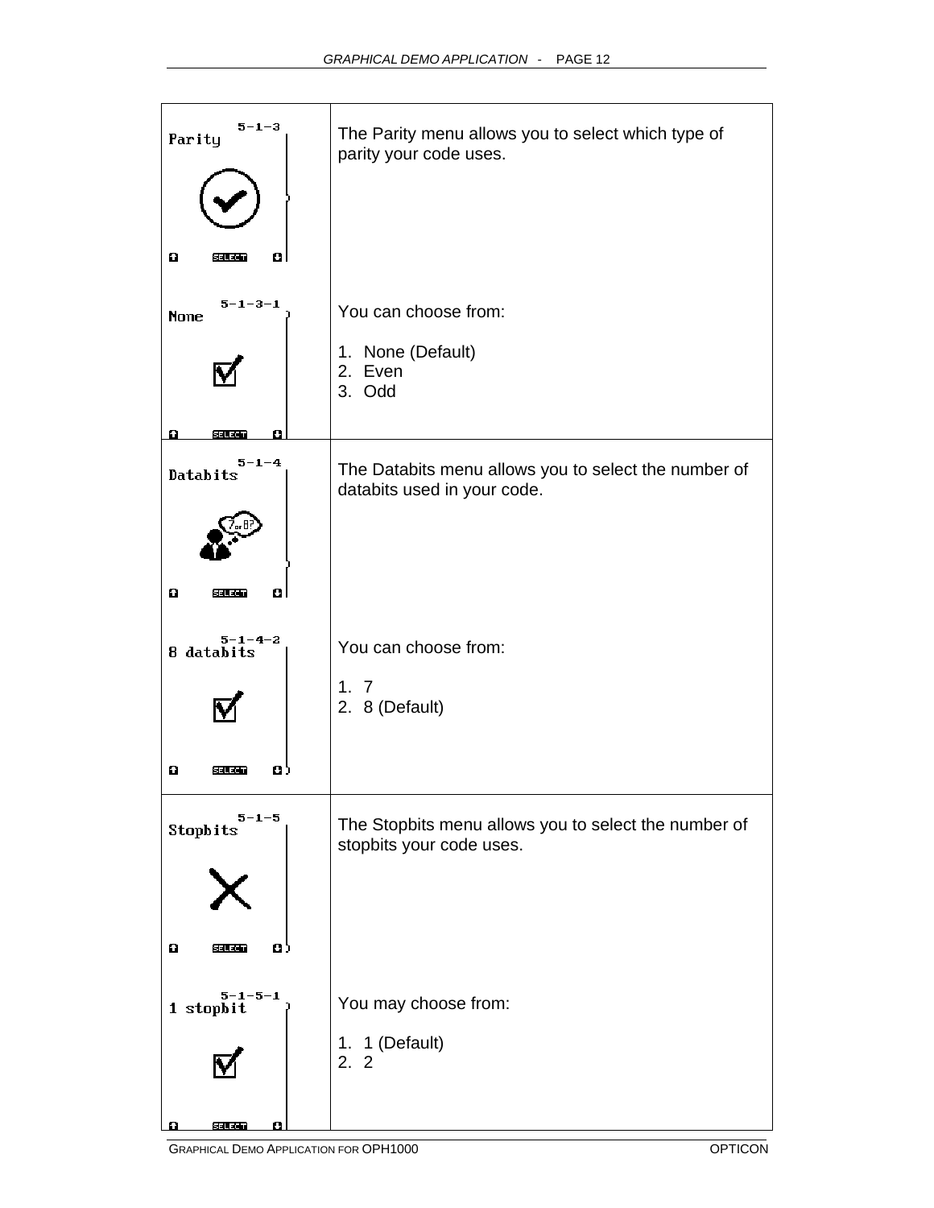| | |
|---|---|
| Parity 5-1-3 | The Parity menu allows you to select which type of parity your code uses. |
| None 5-1-3-1 | You can choose from:<br><br>1. None (Default)<br>2. Even<br>3. Odd |
| Databits 5-1-4 | The Databits menu allows you to select the number of databits used in your code. |
| 8 databits 5-1-4-2 | You can choose from:<br><br>1. 7<br>2. 8 (Default) |
| Stopbits 5-1-5 | The Stopbits menu allows you to select the number of stopbits your code uses. |
| 1 stopbit 5-1-5-1 | You may choose from:<br><br>1. 1 (Default)<br>2. 2 |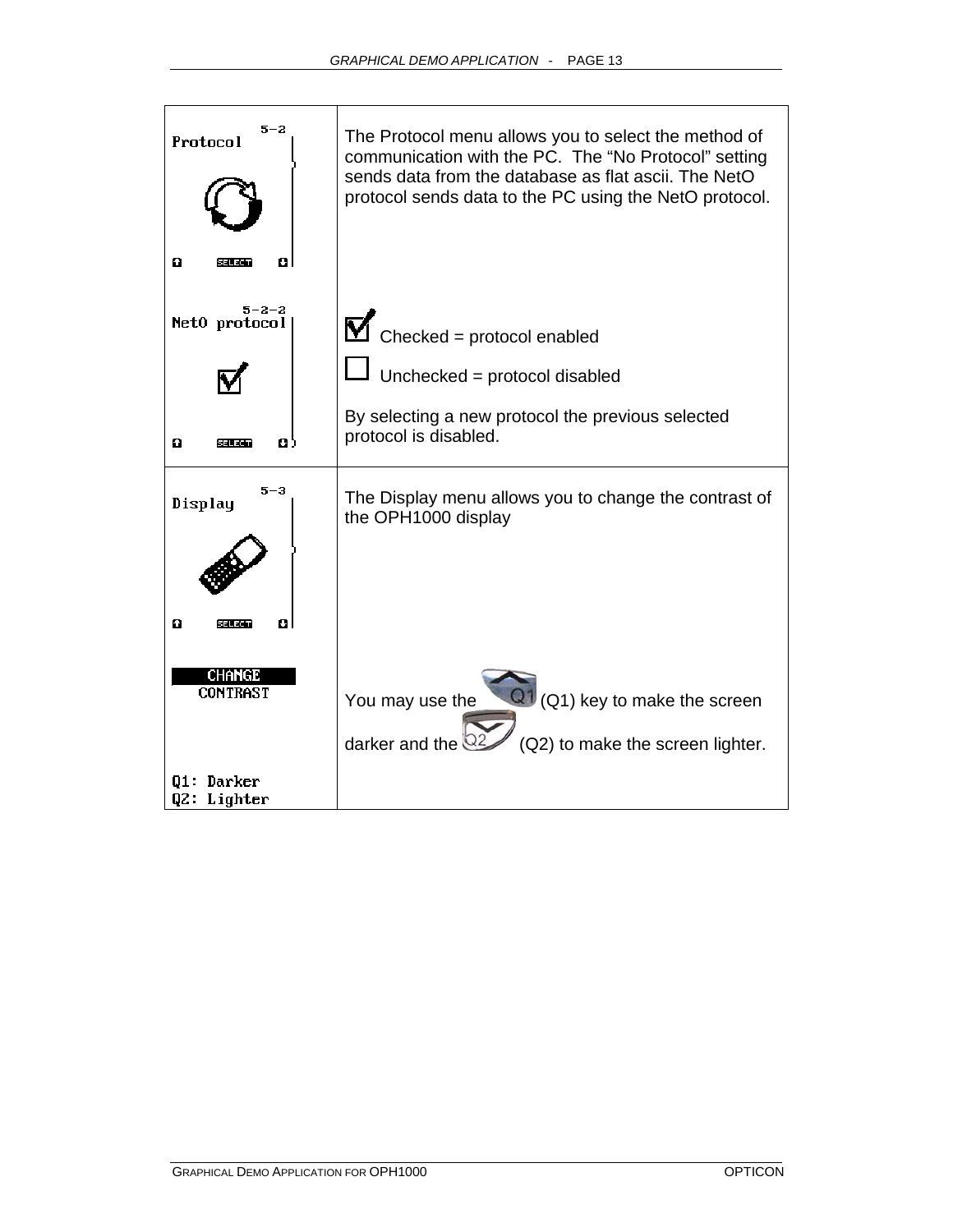| | |
|---|---|
| Protocol 5-2 | The Protocol menu allows you to select the method of communication with the PC. The “No Protocol” setting sends data from the database as flat ascii. The NetO protocol sends data to the PC using the NetO protocol. |
| NetO protocol 5-2-2 | ☑ Checked = protocol enabled<br>☐ Unchecked = protocol disabled<br><br>By selecting a new protocol the previous selected protocol is disabled. |
| Display 5-3 | The Display menu allows you to change the contrast of the OPH1000 display |
| CHANGE CONTRAST<br><br>Q1: Darker<br>Q2: Lighter | You may use the (Q1) key to make the screen darker and the (Q2) to make the screen lighter. |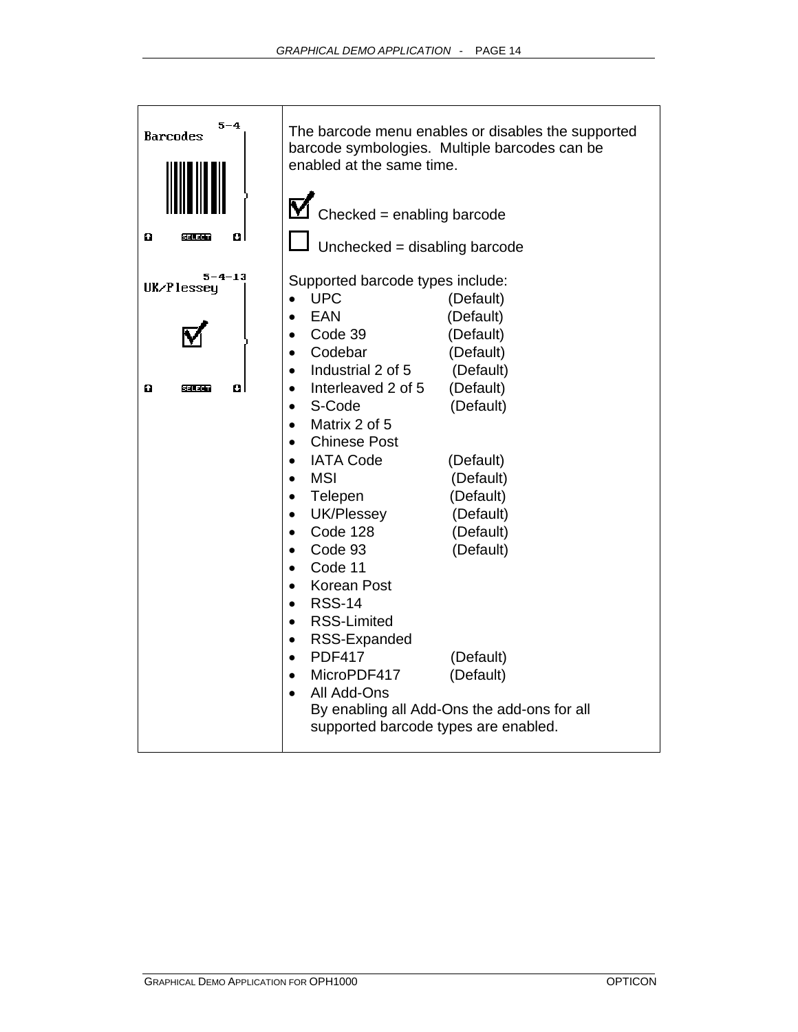| | |
|---|---|
| 5-4 Barcodes | The barcode menu enables or disables the supported barcode symbologies. Multiple barcodes can be enabled at the same time.<br><br>☑ Checked = enabling barcode<br>☐ Unchecked = disabling barcode |
| 5-4-13 UK/Plessey | Supported barcode types include:<br>• UPC (Default)<br>• EAN (Default)<br>• Code 39 (Default)<br>• Codebar (Default)<br>• Industrial 2 of 5 (Default)<br>• Interleaved 2 of 5 (Default)<br>• S-Code (Default)<br>• Matrix 2 of 5<br>• Chinese Post<br>• IATA Code (Default)<br>• MSI (Default)<br>• Telepen (Default)<br>• UK/Plessey (Default)<br>• Code 128 (Default)<br>• Code 93 (Default)<br>• Code 11<br>• Korean Post<br>• RSS-14<br>• RSS-Limited<br>• RSS-Expanded<br>• PDF417 (Default)<br>• MicroPDF417 (Default)<br>• All Add-Ons<br>By enabling all Add-Ons the add-ons for all supported barcode types are enabled. |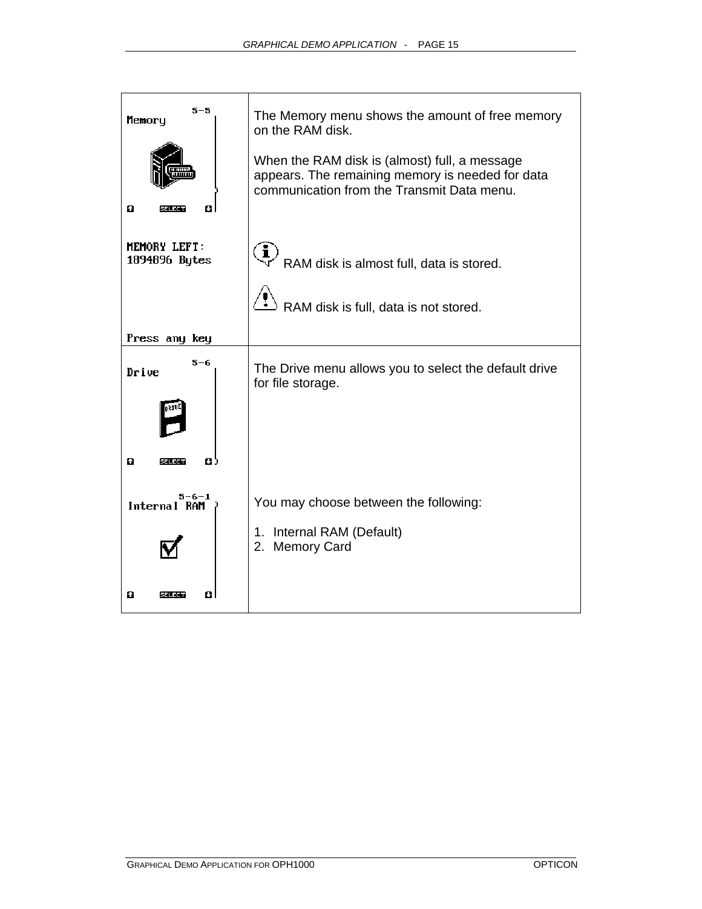| | |
|---|---|
| 5-5<br>Memory<br><br>SELECT | The Memory menu shows the amount of free memory on the RAM disk.<br><br>When the RAM disk is (almost) full, a message appears. The remaining memory is needed for data communication from the Transmit Data menu. |
| MEMORY LEFT:<br>1894896 Bytes<br><br>Press any key | RAM disk is almost full, data is stored.<br><br>RAM disk is full, data is not stored. |
| 5-6<br>Drive<br><br>SELECT | The Drive menu allows you to select the default drive for file storage. |
| 5-6-1<br>Internal RAM<br><br>SELECT | You may choose between the following:<br><br>1. Internal RAM (Default)<br>2. Memory Card |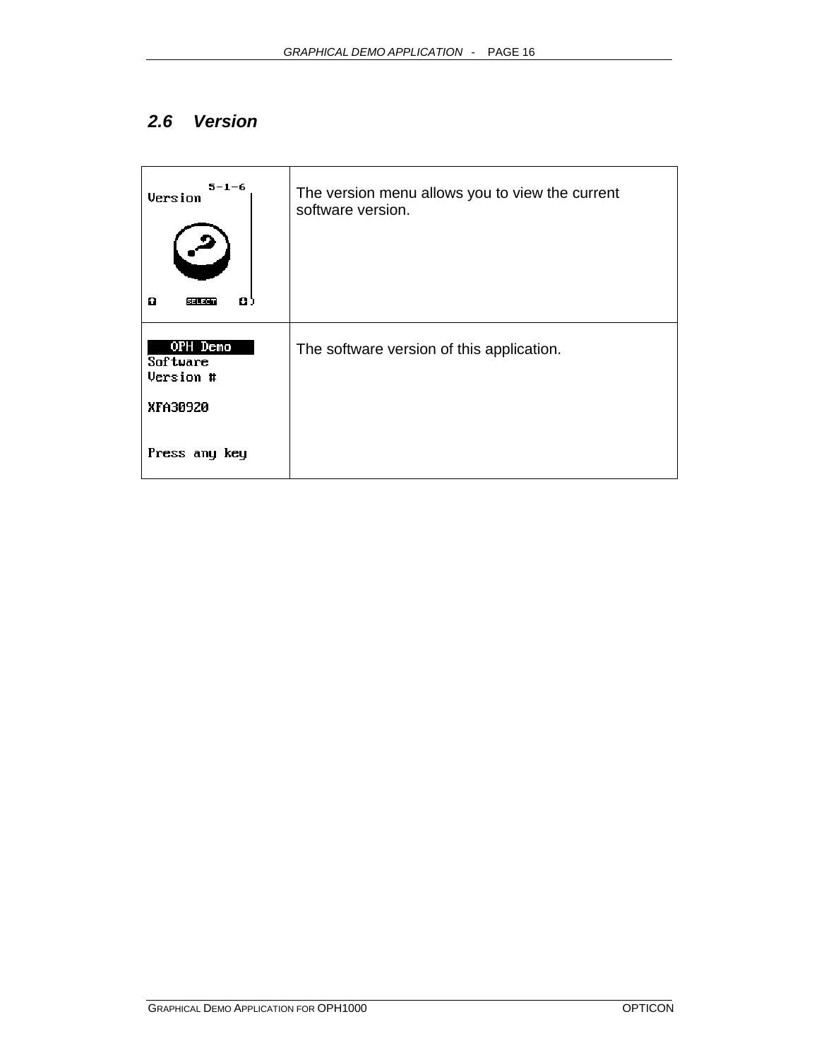## 2.6 Version

| | |
|---|---|
| Version 5-1-6 SELECT | The version menu allows you to view the current software version. |
| OPH Demo Software Version # XFA30920 Press any key | The software version of this application. |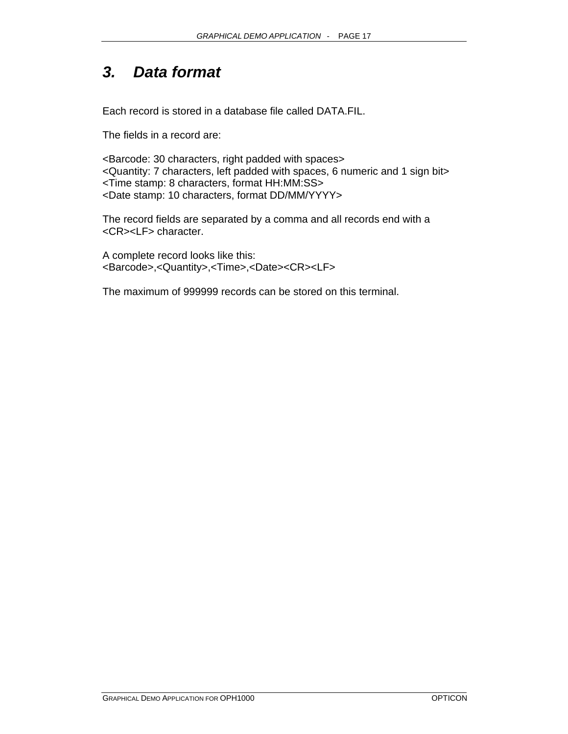# *3. Data format*

Each record is stored in a database file called DATA.FIL.

The fields in a record are:

<Barcode: 30 characters, right padded with spaces>
<Quantity: 7 characters, left padded with spaces, 6 numeric and 1 sign bit>
<Time stamp: 8 characters, format HH:MM:SS>
<Date stamp: 10 characters, format DD/MM/YYYY>

The record fields are separated by a comma and all records end with a <CR><LF> character.

A complete record looks like this:
<Barcode>,<Quantity>,<Time>,<Date><CR><LF>

The maximum of 999999 records can be stored on this terminal.